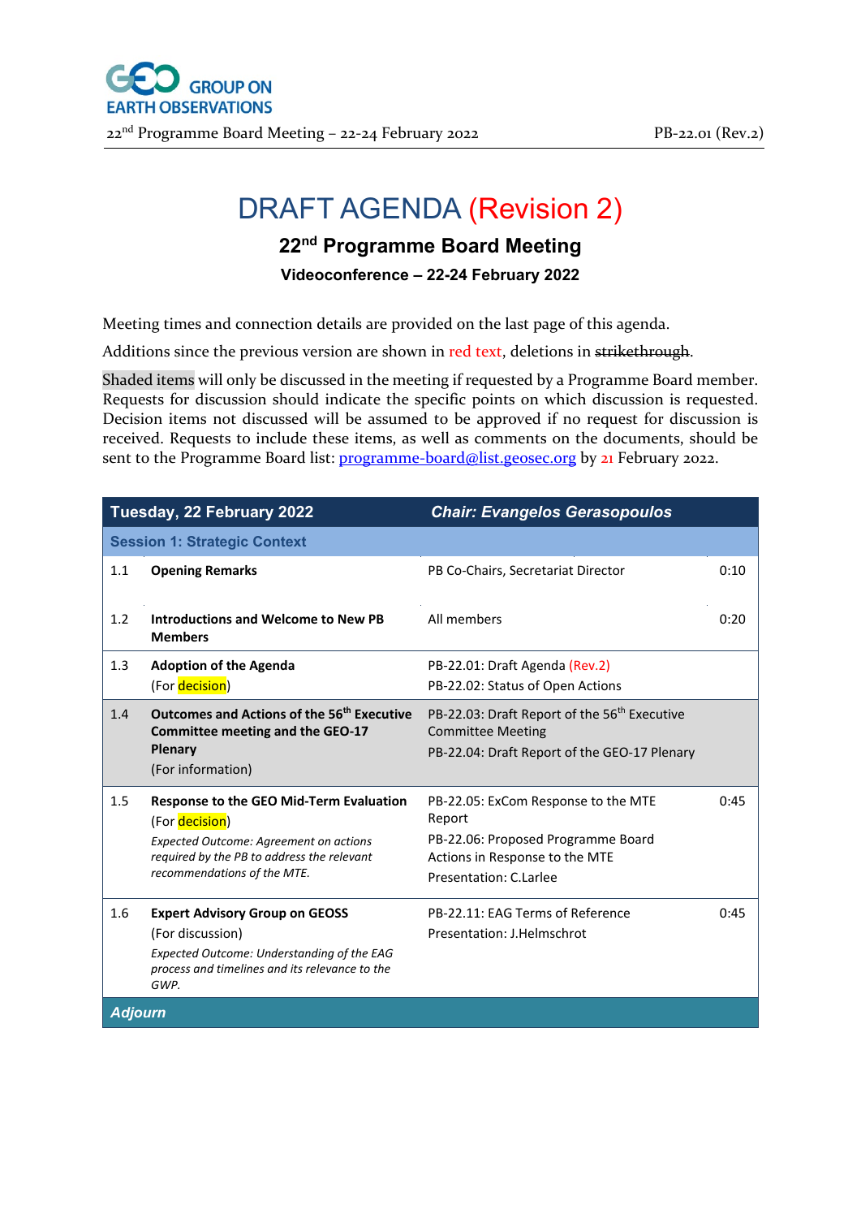# DRAFT AGENDA (Revision 2)

## 22nd Programme Board Meeting

### Videoconference – 22-24 February 2022

Meeting times and connection details are provided on the last page of this agenda.

Additions since the previous version are shown in red text, deletions in ~~strikethrough~~.

Shaded items will only be discussed in the meeting if requested by a Programme Board member. Requests for discussion should indicate the specific points on which discussion is requested. Decision items not discussed will be assumed to be approved if no request for discussion is received. Requests to include these items, as well as comments on the documents, should be sent to the Programme Board list: programme-board@list.geosec.org by 21 February 2022.

| **Tuesday, 22 February 2022** | | ***Chair: Evangelos Gerasopoulos*** | |
|---|---|---|---|
| **Session 1: Strategic Context** | | | |
| 1.1 | **Opening Remarks** | PB Co-Chairs, Secretariat Director | 0:10 |
| 1.2 | **Introductions and Welcome to New PB Members** | All members | 0:20 |
| 1.3 | **Adoption of the Agenda**<br>(For decision) | PB-22.01: Draft Agenda (Rev.2)<br>PB-22.02: Status of Open Actions | |
| 1.4 | **Outcomes and Actions of the 56th Executive Committee meeting and the GEO-17 Plenary**<br>(For information) | PB-22.03: Draft Report of the 56th Executive Committee Meeting<br>PB-22.04: Draft Report of the GEO-17 Plenary | |
| 1.5 | **Response to the GEO Mid-Term Evaluation**<br>(For decision)<br>*Expected Outcome: Agreement on actions required by the PB to address the relevant recommendations of the MTE.* | PB-22.05: ExCom Response to the MTE Report<br>PB-22.06: Proposed Programme Board Actions in Response to the MTE<br>Presentation: C.Larlee | 0:45 |
| 1.6 | **Expert Advisory Group on GEOSS**<br>(For discussion)<br>*Expected Outcome: Understanding of the EAG process and timelines and its relevance to the GWP.* | PB-22.11: EAG Terms of Reference<br>Presentation: J.Helmschrot | 0:45 |
| ***Adjourn*** | | | |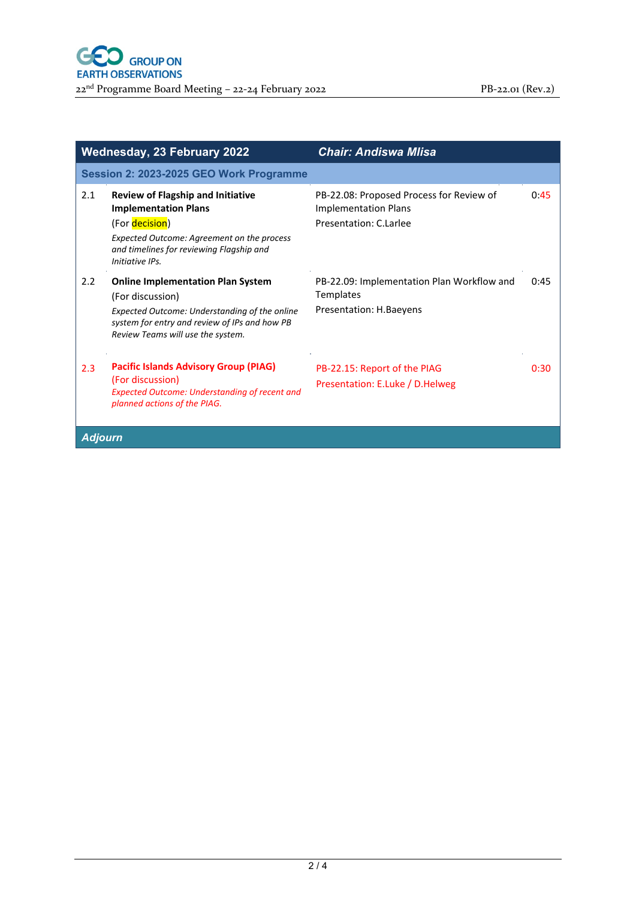| Wednesday, 23 February 2022 | | *Chair: Andiswa Mlisa* | |
|---|---|---|---|
| **Session 2: 2023-2025 GEO Work Programme** | | | |
| 2.1 | **Review of Flagship and Initiative Implementation Plans**<br>(For decision)<br>*Expected Outcome: Agreement on the process and timelines for reviewing Flagship and Initiative IPs.* | PB-22.08: Proposed Process for Review of Implementation Plans<br>Presentation: C.Larlee | 0:45 |
| 2.2 | **Online Implementation Plan System**<br>(For discussion)<br>*Expected Outcome: Understanding of the online system for entry and review of IPs and how PB Review Teams will use the system.* | PB-22.09: Implementation Plan Workflow and Templates<br>Presentation: H.Baeyens | 0:45 |
| 2.3 | **Pacific Islands Advisory Group (PIAG)**<br>(For discussion)<br>*Expected Outcome: Understanding of recent and planned actions of the PIAG.* | PB-22.15: Report of the PIAG<br>Presentation: E.Luke / D.Helweg | 0:30 |
| ***Adjourn*** | | | |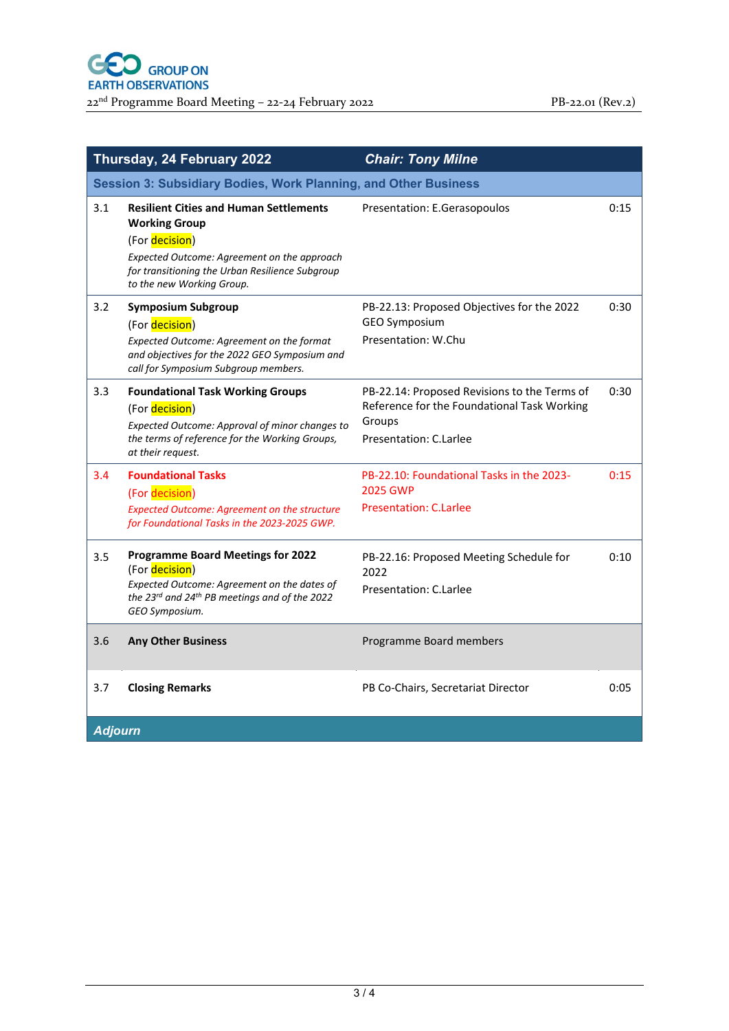| Thursday, 24 February 2022 | | *Chair: Tony Milne* | |
|---|---|---|---|
| **Session 3: Subsidiary Bodies, Work Planning, and Other Business** | | | |
| 3.1 | **Resilient Cities and Human Settlements Working Group**<br>(For decision)<br>*Expected Outcome: Agreement on the approach for transitioning the Urban Resilience Subgroup to the new Working Group.* | Presentation: E.Gerasopoulos | 0:15 |
| 3.2 | **Symposium Subgroup**<br>(For decision)<br>*Expected Outcome: Agreement on the format and objectives for the 2022 GEO Symposium and call for Symposium Subgroup members.* | PB-22.13: Proposed Objectives for the 2022 GEO Symposium<br>Presentation: W.Chu | 0:30 |
| 3.3 | **Foundational Task Working Groups**<br>(For decision)<br>*Expected Outcome: Approval of minor changes to the terms of reference for the Working Groups, at their request.* | PB-22.14: Proposed Revisions to the Terms of Reference for the Foundational Task Working Groups<br>Presentation: C.Larlee | 0:30 |
| 3.4 | **Foundational Tasks**<br>(For decision)<br>*Expected Outcome: Agreement on the structure for Foundational Tasks in the 2023-2025 GWP.* | PB-22.10: Foundational Tasks in the 2023-2025 GWP<br>Presentation: C.Larlee | 0:15 |
| 3.5 | **Programme Board Meetings for 2022**<br>(For decision)<br>*Expected Outcome: Agreement on the dates of the 23rd and 24th PB meetings and of the 2022 GEO Symposium.* | PB-22.16: Proposed Meeting Schedule for 2022<br>Presentation: C.Larlee | 0:10 |
| 3.6 | **Any Other Business** | Programme Board members | |
| 3.7 | **Closing Remarks** | PB Co-Chairs, Secretariat Director | 0:05 |
| ***Adjourn*** | | | |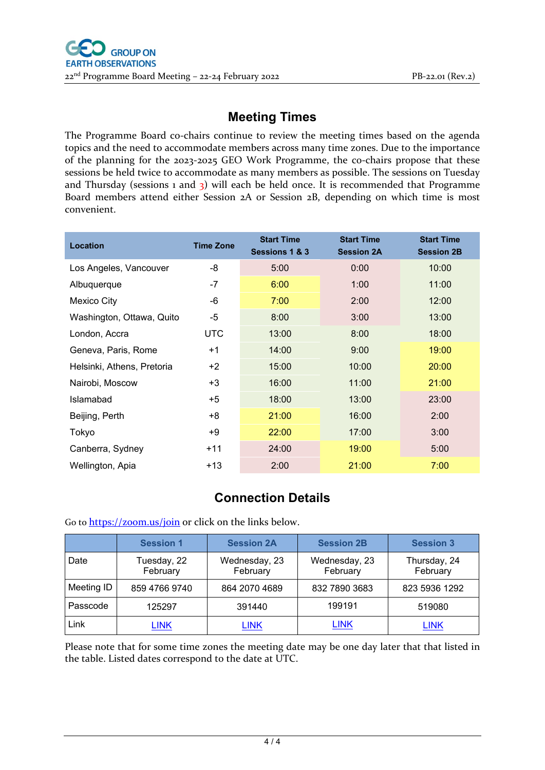## Meeting Times

The Programme Board co-chairs continue to review the meeting times based on the agenda topics and the need to accommodate members across many time zones. Due to the importance of the planning for the 2023-2025 GEO Work Programme, the co-chairs propose that these sessions be held twice to accommodate as many members as possible. The sessions on Tuesday and Thursday (sessions 1 and 3) will each be held once. It is recommended that Programme Board members attend either Session 2A or Session 2B, depending on which time is most convenient.

| Location | Time Zone | Start Time Sessions 1 & 3 | Start Time Session 2A | Start Time Session 2B |
|---|---|---|---|---|
| Los Angeles, Vancouver | -8 | 5:00 | 0:00 | 10:00 |
| Albuquerque | -7 | 6:00 | 1:00 | 11:00 |
| Mexico City | -6 | 7:00 | 2:00 | 12:00 |
| Washington, Ottawa, Quito | -5 | 8:00 | 3:00 | 13:00 |
| London, Accra | UTC | 13:00 | 8:00 | 18:00 |
| Geneva, Paris, Rome | +1 | 14:00 | 9:00 | 19:00 |
| Helsinki, Athens, Pretoria | +2 | 15:00 | 10:00 | 20:00 |
| Nairobi, Moscow | +3 | 16:00 | 11:00 | 21:00 |
| Islamabad | +5 | 18:00 | 13:00 | 23:00 |
| Beijing, Perth | +8 | 21:00 | 16:00 | 2:00 |
| Tokyo | +9 | 22:00 | 17:00 | 3:00 |
| Canberra, Sydney | +11 | 24:00 | 19:00 | 5:00 |
| Wellington, Apia | +13 | 2:00 | 21:00 | 7:00 |

## Connection Details

Go to https://zoom.us/join or click on the links below.

| | Session 1 | Session 2A | Session 2B | Session 3 |
|---|---|---|---|---|
| Date | Tuesday, 22 February | Wednesday, 23 February | Wednesday, 23 February | Thursday, 24 February |
| Meeting ID | 859 4766 9740 | 864 2070 4689 | 832 7890 3683 | 823 5936 1292 |
| Passcode | 125297 | 391440 | 199191 | 519080 |
| Link | LINK | LINK | LINK | LINK |

Please note that for some time zones the meeting date may be one day later that that listed in the table. Listed dates correspond to the date at UTC.